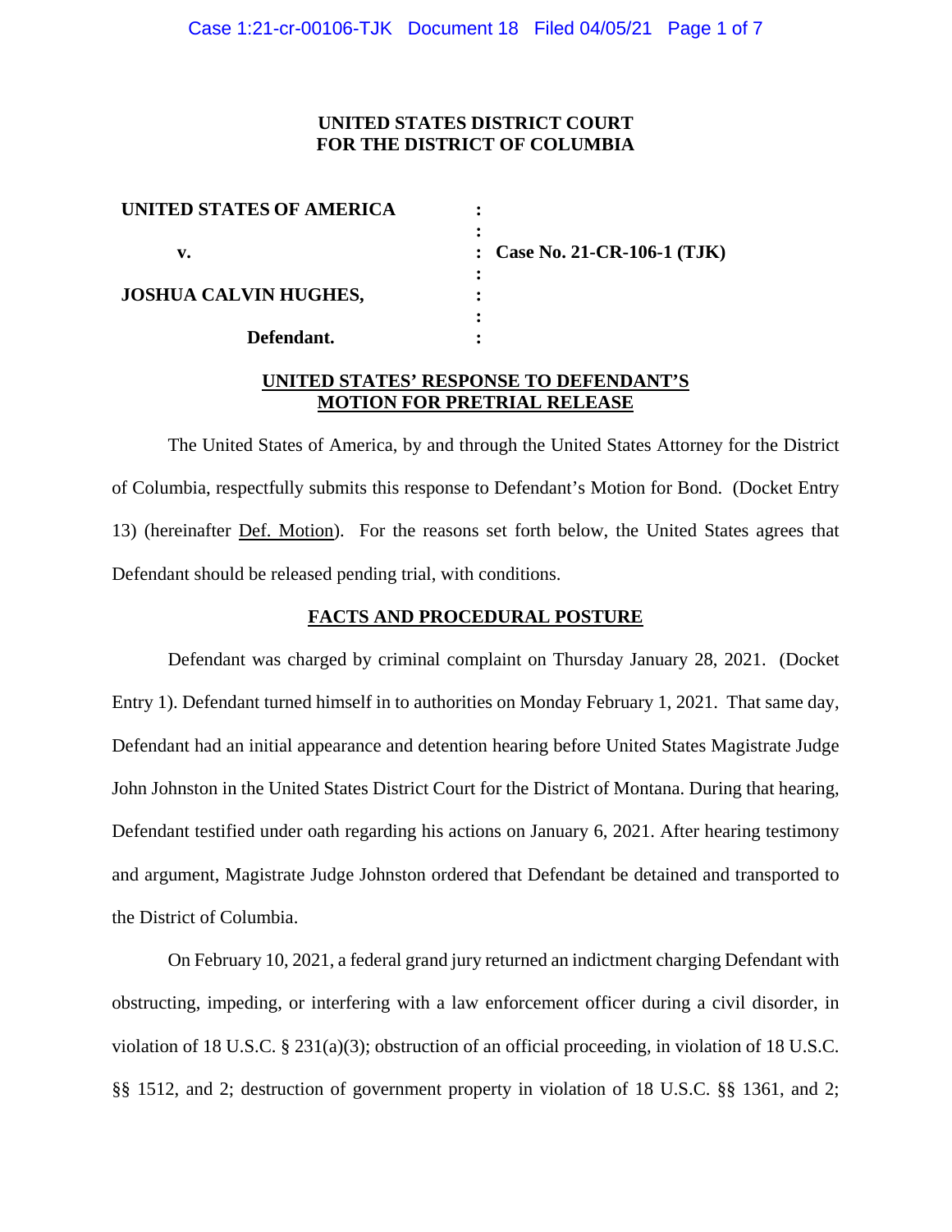**UNITED STATES DISTRICT COURT**
**FOR THE DISTRICT OF COLUMBIA**

| | | |
|---|---|---|
| **UNITED STATES OF AMERICA** | : | |
| | : | |
| **v.** | : | **Case No. 21-CR-106-1 (TJK)** |
| | : | |
| **JOSHUA CALVIN HUGHES,** | : | |
| | : | |
| **Defendant.** | : | |

## UNITED STATES' RESPONSE TO DEFENDANT'S MOTION FOR PRETRIAL RELEASE

The United States of America, by and through the United States Attorney for the District of Columbia, respectfully submits this response to Defendant's Motion for Bond. (Docket Entry 13) (hereinafter Def. Motion). For the reasons set forth below, the United States agrees that Defendant should be released pending trial, with conditions.

## FACTS AND PROCEDURAL POSTURE

Defendant was charged by criminal complaint on Thursday January 28, 2021. (Docket Entry 1). Defendant turned himself in to authorities on Monday February 1, 2021. That same day, Defendant had an initial appearance and detention hearing before United States Magistrate Judge John Johnston in the United States District Court for the District of Montana. During that hearing, Defendant testified under oath regarding his actions on January 6, 2021. After hearing testimony and argument, Magistrate Judge Johnston ordered that Defendant be detained and transported to the District of Columbia.

On February 10, 2021, a federal grand jury returned an indictment charging Defendant with obstructing, impeding, or interfering with a law enforcement officer during a civil disorder, in violation of 18 U.S.C. § 231(a)(3); obstruction of an official proceeding, in violation of 18 U.S.C. §§ 1512, and 2; destruction of government property in violation of 18 U.S.C. §§ 1361, and 2;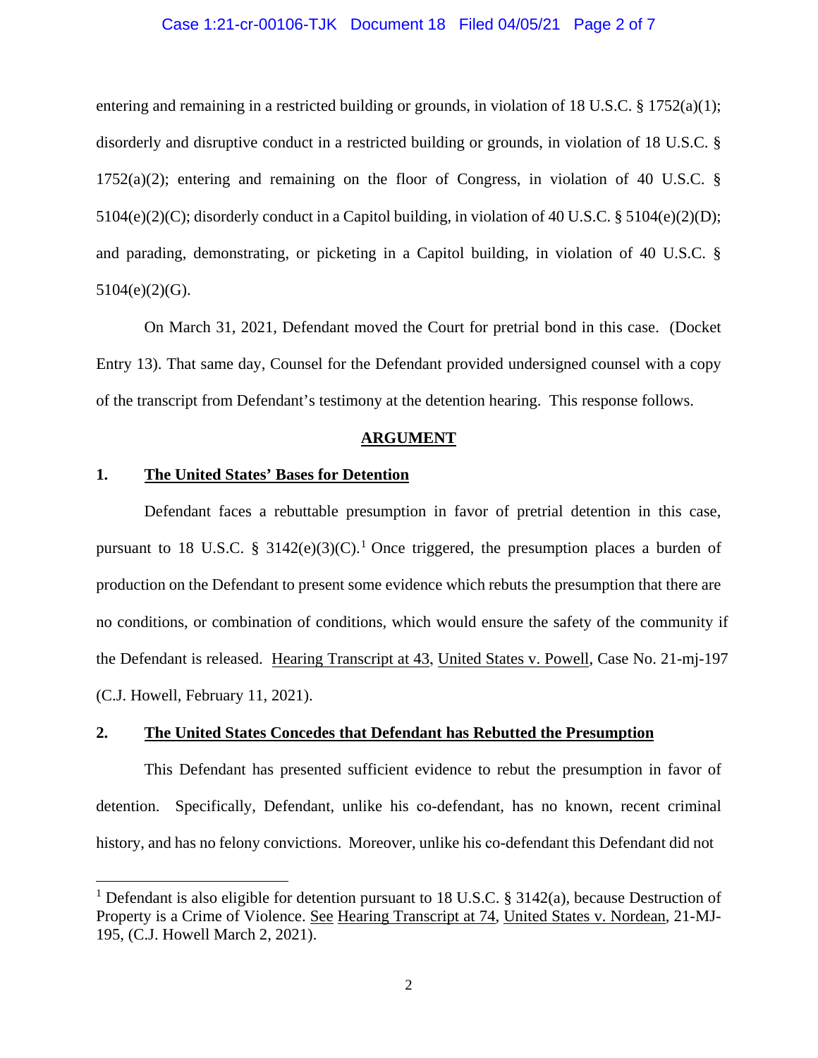entering and remaining in a restricted building or grounds, in violation of 18 U.S.C. § 1752(a)(1); disorderly and disruptive conduct in a restricted building or grounds, in violation of 18 U.S.C. § 1752(a)(2); entering and remaining on the floor of Congress, in violation of 40 U.S.C. § 5104(e)(2)(C); disorderly conduct in a Capitol building, in violation of 40 U.S.C. § 5104(e)(2)(D); and parading, demonstrating, or picketing in a Capitol building, in violation of 40 U.S.C. § 5104(e)(2)(G).

On March 31, 2021, Defendant moved the Court for pretrial bond in this case. (Docket Entry 13). That same day, Counsel for the Defendant provided undersigned counsel with a copy of the transcript from Defendant's testimony at the detention hearing. This response follows.

## ARGUMENT

### 1. The United States' Bases for Detention

Defendant faces a rebuttable presumption in favor of pretrial detention in this case, pursuant to 18 U.S.C. § 3142(e)(3)(C).[1] Once triggered, the presumption places a burden of production on the Defendant to present some evidence which rebuts the presumption that there are no conditions, or combination of conditions, which would ensure the safety of the community if the Defendant is released. Hearing Transcript at 43, United States v. Powell, Case No. 21-mj-197 (C.J. Howell, February 11, 2021).

### 2. The United States Concedes that Defendant has Rebutted the Presumption

This Defendant has presented sufficient evidence to rebut the presumption in favor of detention. Specifically, Defendant, unlike his co-defendant, has no known, recent criminal history, and has no felony convictions. Moreover, unlike his co-defendant this Defendant did not

[1] Defendant is also eligible for detention pursuant to 18 U.S.C. § 3142(a), because Destruction of Property is a Crime of Violence. See Hearing Transcript at 74, United States v. Nordean, 21-MJ-195, (C.J. Howell March 2, 2021).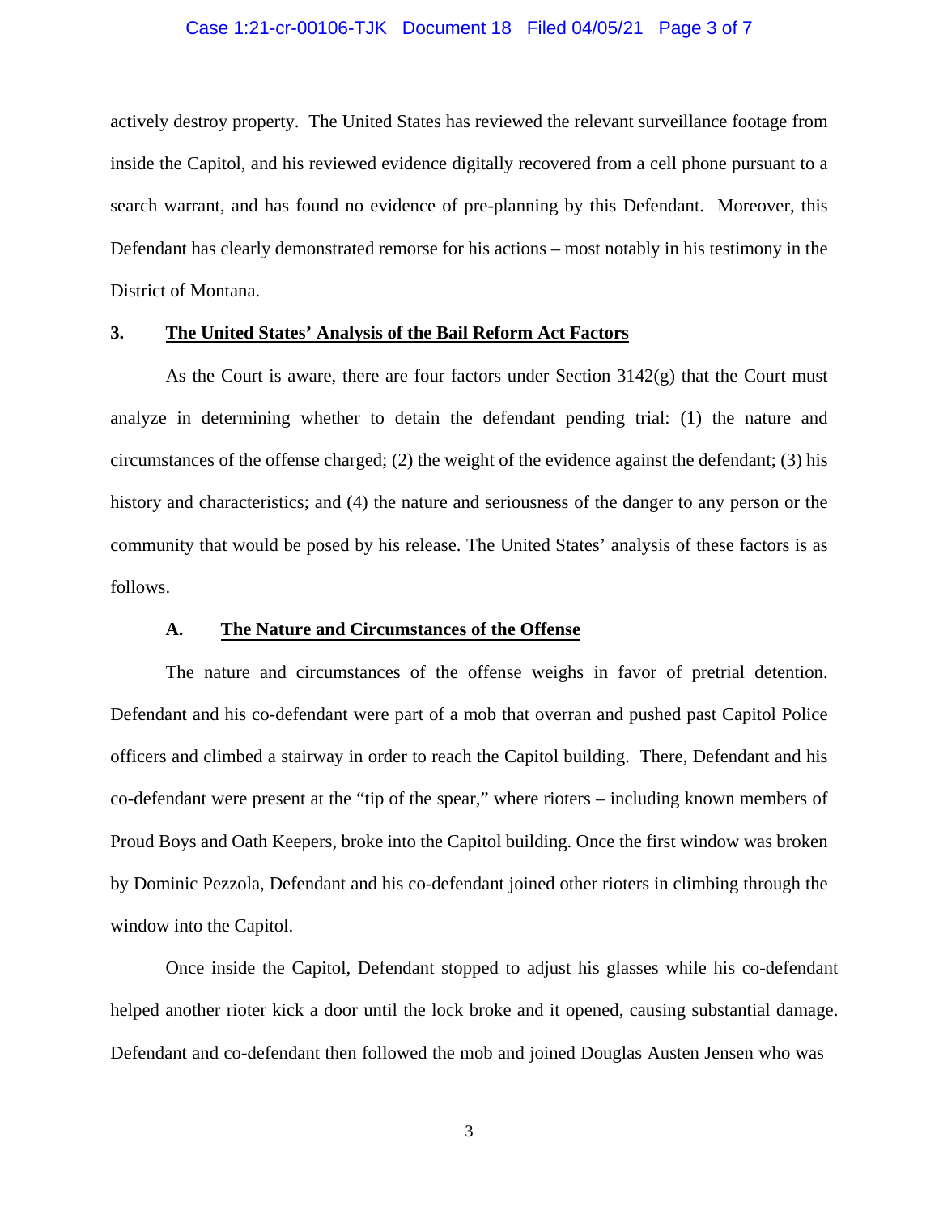actively destroy property. The United States has reviewed the relevant surveillance footage from inside the Capitol, and his reviewed evidence digitally recovered from a cell phone pursuant to a search warrant, and has found no evidence of pre-planning by this Defendant. Moreover, this Defendant has clearly demonstrated remorse for his actions – most notably in his testimony in the District of Montana.

**3. <u>The United States' Analysis of the Bail Reform Act Factors</u>**

As the Court is aware, there are four factors under Section 3142(g) that the Court must analyze in determining whether to detain the defendant pending trial: (1) the nature and circumstances of the offense charged; (2) the weight of the evidence against the defendant; (3) his history and characteristics; and (4) the nature and seriousness of the danger to any person or the community that would be posed by his release. The United States' analysis of these factors is as follows.

**A. <u>The Nature and Circumstances of the Offense</u>**

The nature and circumstances of the offense weighs in favor of pretrial detention. Defendant and his co-defendant were part of a mob that overran and pushed past Capitol Police officers and climbed a stairway in order to reach the Capitol building. There, Defendant and his co-defendant were present at the "tip of the spear," where rioters – including known members of Proud Boys and Oath Keepers, broke into the Capitol building. Once the first window was broken by Dominic Pezzola, Defendant and his co-defendant joined other rioters in climbing through the window into the Capitol.

Once inside the Capitol, Defendant stopped to adjust his glasses while his co-defendant helped another rioter kick a door until the lock broke and it opened, causing substantial damage. Defendant and co-defendant then followed the mob and joined Douglas Austen Jensen who was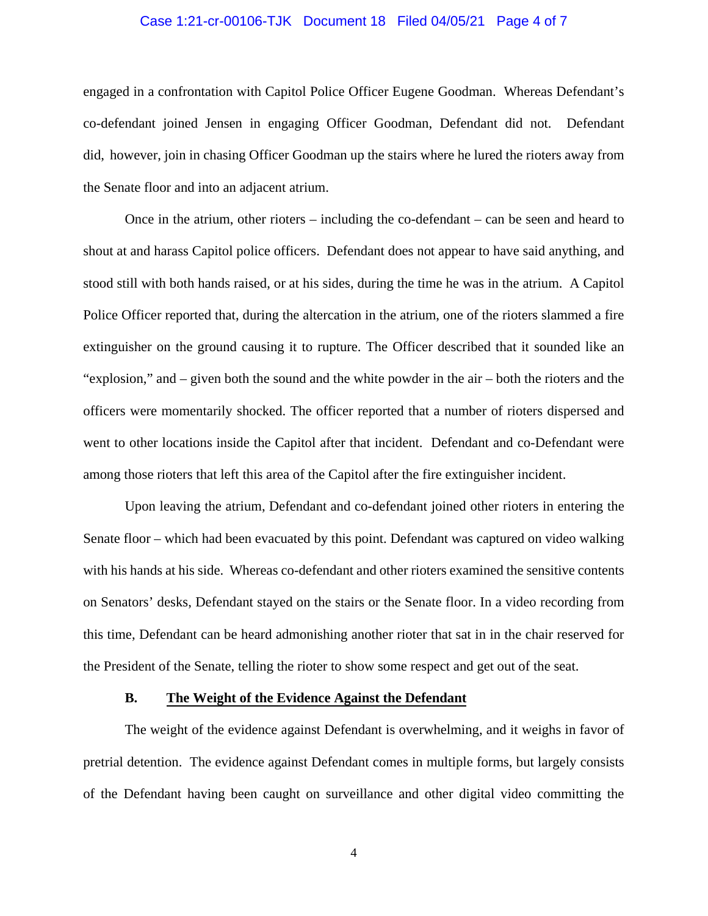engaged in a confrontation with Capitol Police Officer Eugene Goodman. Whereas Defendant's co-defendant joined Jensen in engaging Officer Goodman, Defendant did not. Defendant did, however, join in chasing Officer Goodman up the stairs where he lured the rioters away from the Senate floor and into an adjacent atrium.

Once in the atrium, other rioters – including the co-defendant – can be seen and heard to shout at and harass Capitol police officers. Defendant does not appear to have said anything, and stood still with both hands raised, or at his sides, during the time he was in the atrium. A Capitol Police Officer reported that, during the altercation in the atrium, one of the rioters slammed a fire extinguisher on the ground causing it to rupture. The Officer described that it sounded like an "explosion," and – given both the sound and the white powder in the air – both the rioters and the officers were momentarily shocked. The officer reported that a number of rioters dispersed and went to other locations inside the Capitol after that incident. Defendant and co-Defendant were among those rioters that left this area of the Capitol after the fire extinguisher incident.

Upon leaving the atrium, Defendant and co-defendant joined other rioters in entering the Senate floor – which had been evacuated by this point. Defendant was captured on video walking with his hands at his side. Whereas co-defendant and other rioters examined the sensitive contents on Senators' desks, Defendant stayed on the stairs or the Senate floor. In a video recording from this time, Defendant can be heard admonishing another rioter that sat in in the chair reserved for the President of the Senate, telling the rioter to show some respect and get out of the seat.

### B. The Weight of the Evidence Against the Defendant

The weight of the evidence against Defendant is overwhelming, and it weighs in favor of pretrial detention. The evidence against Defendant comes in multiple forms, but largely consists of the Defendant having been caught on surveillance and other digital video committing the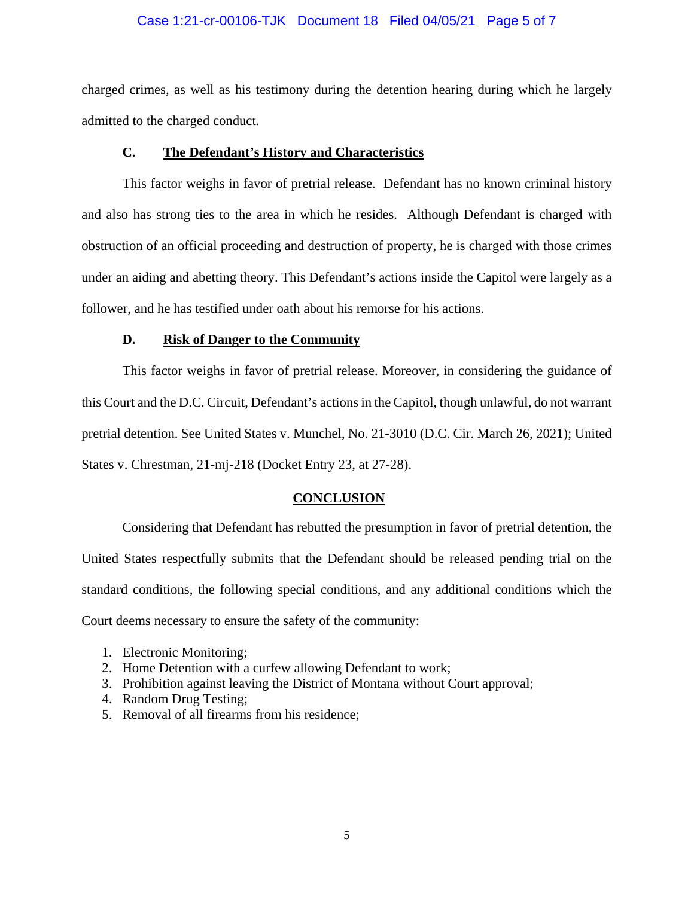charged crimes, as well as his testimony during the detention hearing during which he largely admitted to the charged conduct.

### C. <u>The Defendant's History and Characteristics</u>

This factor weighs in favor of pretrial release. Defendant has no known criminal history and also has strong ties to the area in which he resides. Although Defendant is charged with obstruction of an official proceeding and destruction of property, he is charged with those crimes under an aiding and abetting theory. This Defendant's actions inside the Capitol were largely as a follower, and he has testified under oath about his remorse for his actions.

### D. <u>Risk of Danger to the Community</u>

This factor weighs in favor of pretrial release. Moreover, in considering the guidance of this Court and the D.C. Circuit, Defendant's actions in the Capitol, though unlawful, do not warrant pretrial detention. <u>See</u> <u>United States v. Munchel</u>, No. 21-3010 (D.C. Cir. March 26, 2021); <u>United States v. Chrestman</u>, 21-mj-218 (Docket Entry 23, at 27-28).

## <u>CONCLUSION</u>

Considering that Defendant has rebutted the presumption in favor of pretrial detention, the United States respectfully submits that the Defendant should be released pending trial on the standard conditions, the following special conditions, and any additional conditions which the Court deems necessary to ensure the safety of the community:

1. Electronic Monitoring;
2. Home Detention with a curfew allowing Defendant to work;
3. Prohibition against leaving the District of Montana without Court approval;
4. Random Drug Testing;
5. Removal of all firearms from his residence;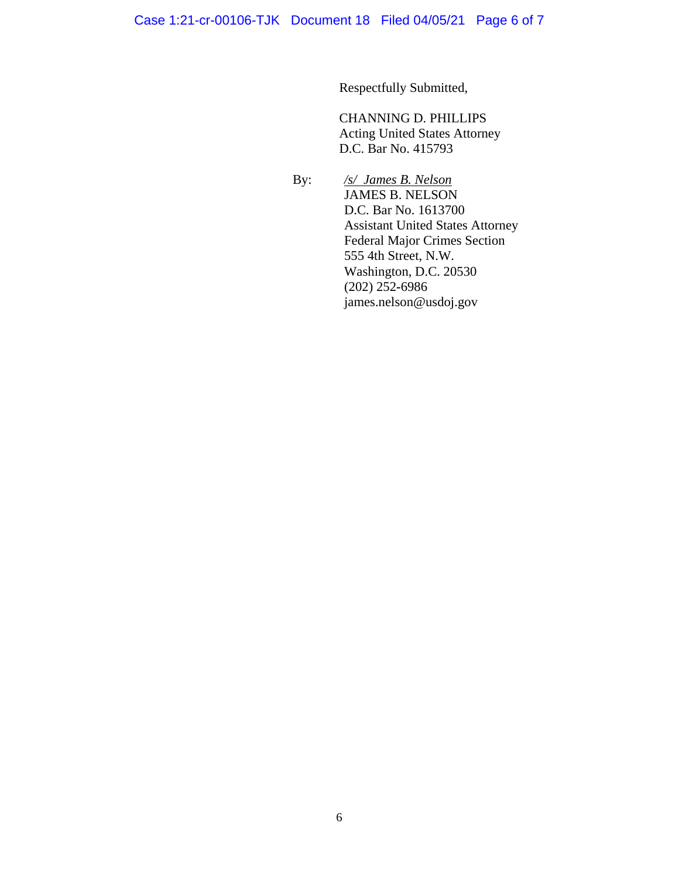Respectfully Submitted,

CHANNING D. PHILLIPS
Acting United States Attorney
D.C. Bar No. 415793

By: */s/ James B. Nelson*
JAMES B. NELSON
D.C. Bar No. 1613700
Assistant United States Attorney
Federal Major Crimes Section
555 4th Street, N.W.
Washington, D.C. 20530
(202) 252-6986
james.nelson@usdoj.gov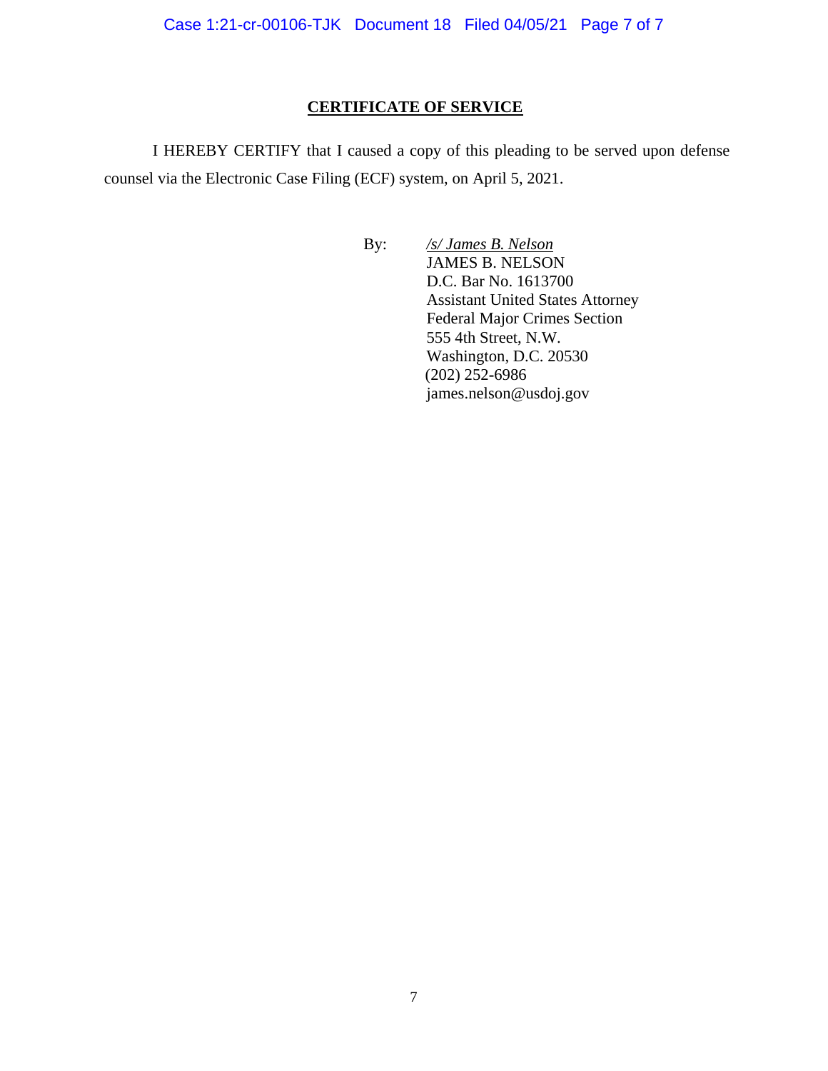## **CERTIFICATE OF SERVICE**

I HEREBY CERTIFY that I caused a copy of this pleading to be served upon defense counsel via the Electronic Case Filing (ECF) system, on April 5, 2021.

By: *<u>/s/ James B. Nelson</u>*
JAMES B. NELSON
D.C. Bar No. 1613700
Assistant United States Attorney
Federal Major Crimes Section
555 4th Street, N.W.
Washington, D.C. 20530
(202) 252-6986
james.nelson@usdoj.gov